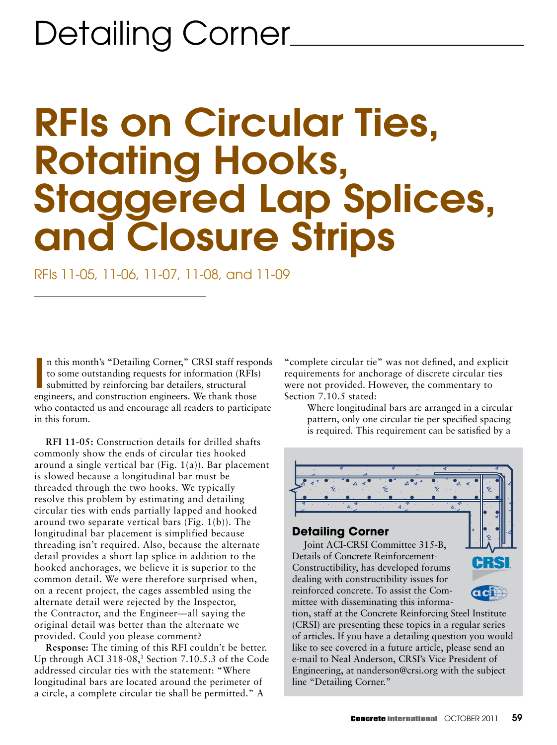# Detailing Corner

# RFIs on Circular Ties, Rotating Hooks, Staggered Lap Splices, and Closure Strips

RFIs 11-05, 11-06, 11-07, 11-08, and 11-09

In this month's "Detailing Corner," CRSI staff responds to some outstanding requests for information (RFIs) submitted by reinforcing bar detailers, structural engineers, and construction engineers. We thank those who contacted us and encourage all readers to participate in this forum.

**RFI 11-05:** Construction details for drilled shafts commonly show the ends of circular ties hooked around a single vertical bar (Fig. 1(a)). Bar placement is slowed because a longitudinal bar must be threaded through the two hooks. We typically resolve this problem by estimating and detailing circular ties with ends partially lapped and hooked around two separate vertical bars (Fig. 1(b)). The longitudinal bar placement is simplified because threading isn't required. Also, because the alternate detail provides a short lap splice in addition to the hooked anchorages, we believe it is superior to the common detail. We were therefore surprised when, on a recent project, the cages assembled using the alternate detail were rejected by the Inspector, the Contractor, and the Engineer—all saying the original detail was better than the alternate we provided. Could you please comment?

**Response:** The timing of this RFI couldn't be better. Up through ACI 318-08,[1] Section 7.10.5.3 of the Code addressed circular ties with the statement: "Where longitudinal bars are located around the perimeter of a circle, a complete circular tie shall be permitted." A "complete circular tie" was not defined, and explicit requirements for anchorage of discrete circular ties were not provided. However, the commentary to Section 7.10.5 stated:

> Where longitudinal bars are arranged in a circular pattern, only one circular tie per specified spacing is required. This requirement can be satisfied by a

**Detailing Corner**

Joint ACI-CRSI Committee 315-B, Details of Concrete Reinforcement-Constructibility, has developed forums dealing with constructibility issues for reinforced concrete. To assist the Committee with disseminating this information, staff at the Concrete Reinforcing Steel Institute (CRSI) are presenting these topics in a regular series of articles. If you have a detailing question you would like to see covered in a future article, please send an e-mail to Neal Anderson, CRSI's Vice President of Engineering, at nanderson@crsi.org with the subject line "Detailing Corner."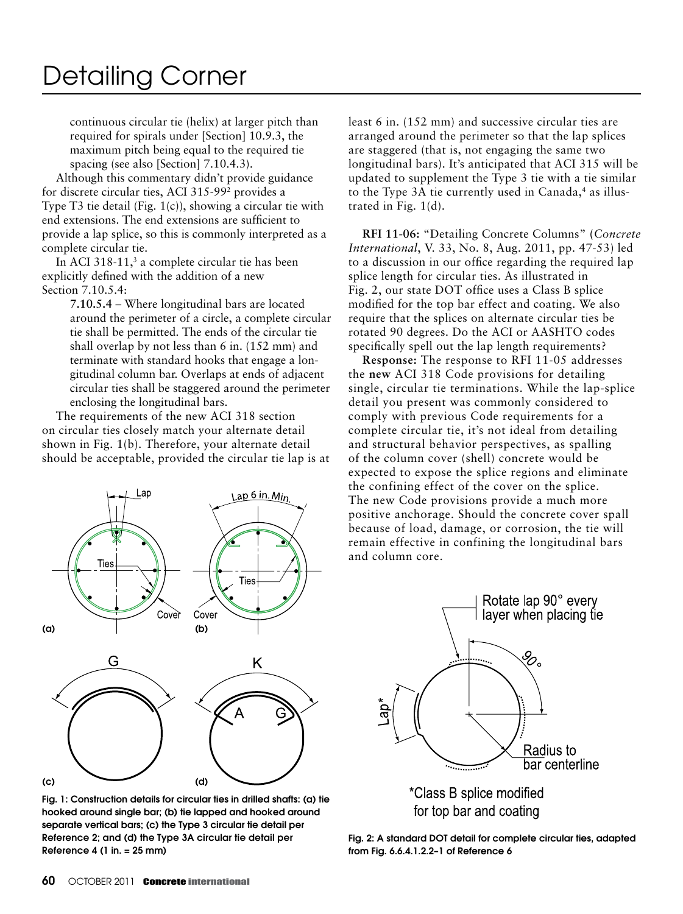continuous circular tie (helix) at larger pitch than required for spirals under [Section] 10.9.3, the maximum pitch being equal to the required tie spacing (see also [Section] 7.10.4.3).

Although this commentary didn't provide guidance for discrete circular ties, ACI 315-99[2] provides a Type T3 tie detail (Fig. 1(c)), showing a circular tie with end extensions. The end extensions are sufficient to provide a lap splice, so this is commonly interpreted as a complete circular tie.

In ACI 318-11,[3] a complete circular tie has been explicitly defined with the addition of a new Section 7.10.5.4:

> **7.10.5.4 –** Where longitudinal bars are located around the perimeter of a circle, a complete circular tie shall be permitted. The ends of the circular tie shall overlap by not less than 6 in. (152 mm) and terminate with standard hooks that engage a longitudinal column bar. Overlaps at ends of adjacent circular ties shall be staggered around the perimeter enclosing the longitudinal bars.

The requirements of the new ACI 318 section on circular ties closely match your alternate detail shown in Fig. 1(b). Therefore, your alternate detail should be acceptable, provided the circular tie lap is at least 6 in. (152 mm) and successive circular ties are arranged around the perimeter so that the lap splices are staggered (that is, not engaging the same two longitudinal bars). It's anticipated that ACI 315 will be updated to supplement the Type 3 tie with a tie similar to the Type 3A tie currently used in Canada,[4] as illustrated in Fig. 1(d).

Fig. 1: Construction details for circular ties in drilled shafts: (a) tie hooked around single bar; (b) tie lapped and hooked around separate vertical bars; (c) the Type 3 circular tie detail per Reference 2; and (d) the Type 3A circular tie detail per Reference 4 (1 in. = 25 mm)

**RFI 11-06:** "Detailing Concrete Columns" (*Concrete International*, V. 33, No. 8, Aug. 2011, pp. 47-53) led to a discussion in our office regarding the required lap splice length for circular ties. As illustrated in Fig. 2, our state DOT office uses a Class B splice modified for the top bar effect and coating. We also require that the splices on alternate circular ties be rotated 90 degrees. Do the ACI or AASHTO codes specifically spell out the lap length requirements?

**Response:** The response to RFI 11-05 addresses the **new** ACI 318 Code provisions for detailing single, circular tie terminations. While the lap-splice detail you present was commonly considered to comply with previous Code requirements for a complete circular tie, it's not ideal from detailing and structural behavior perspectives, as spalling of the column cover (shell) concrete would be expected to expose the splice regions and eliminate the confining effect of the cover on the splice. The new Code provisions provide a much more positive anchorage. Should the concrete cover spall because of load, damage, or corrosion, the tie will remain effective in confining the longitudinal bars and column core.

Fig. 2: A standard DOT detail for complete circular ties, adapted from Fig. 6.6.4.1.2.2-1 of Reference 6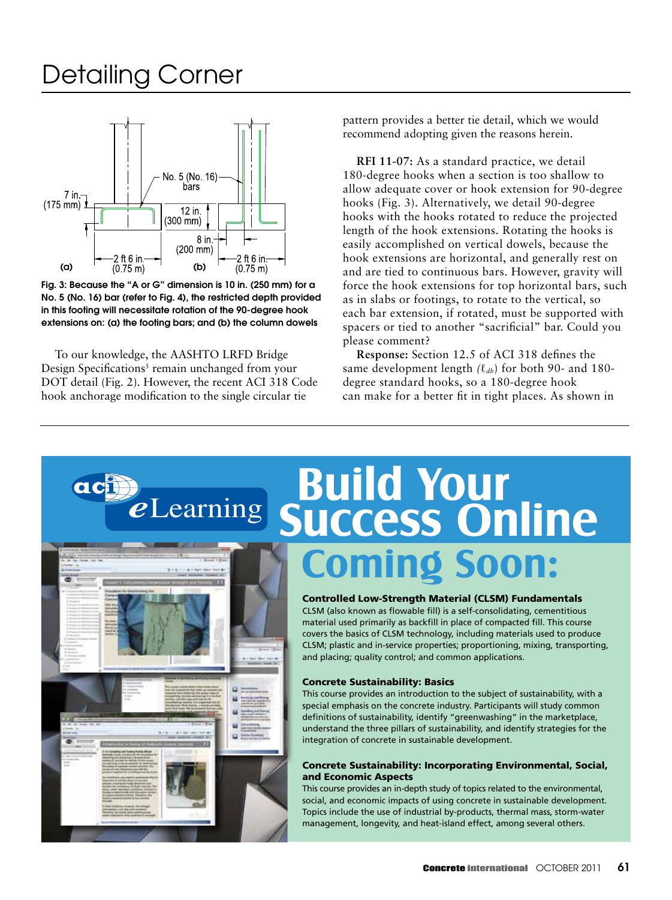# Detailing Corner

Fig. 3: Because the "A or G" dimension is 10 in. (250 mm) for a No. 5 (No. 16) bar (refer to Fig. 4), the restricted depth provided in this footing will necessitate rotation of the 90-degree hook extensions on: (a) the footing bars; and (b) the column dowels

To our knowledge, the AASHTO LRFD Bridge Design Specifications[5] remain unchanged from your DOT detail (Fig. 2). However, the recent ACI 318 Code hook anchorage modification to the single circular tie pattern provides a better tie detail, which we would recommend adopting given the reasons herein.

**RFI 11-07:** As a standard practice, we detail 180-degree hooks when a section is too shallow to allow adequate cover or hook extension for 90-degree hooks (Fig. 3). Alternatively, we detail 90-degree hooks with the hooks rotated to reduce the projected length of the hook extensions. Rotating the hooks is easily accomplished on vertical dowels, because the hook extensions are horizontal, and generally rest on and are tied to continuous bars. However, gravity will force the hook extensions for top horizontal bars, such as in slabs or footings, to rotate to the vertical, so each bar extension, if rotated, must be supported with spacers or tied to another "sacrificial" bar. Could you please comment?

**Response:** Section 12.5 of ACI 318 defines the same development length ($\ell_{dh}$) for both 90- and 180-degree standard hooks, so a 180-degree hook can make for a better fit in tight places. As shown in

# Build Your Success Online

aci eLearning

## Coming Soon:

**Controlled Low-Strength Material (CLSM) Fundamentals**
CLSM (also known as flowable fill) is a self-consolidating, cementitious material used primarily as backfill in place of compacted fill. This course covers the basics of CLSM technology, including materials used to produce CLSM; plastic and in-service properties; proportioning, mixing, transporting, and placing; quality control; and common applications.

**Concrete Sustainability: Basics**
This course provides an introduction to the subject of sustainability, with a special emphasis on the concrete industry. Participants will study common definitions of sustainability, identify "greenwashing" in the marketplace, understand the three pillars of sustainability, and identify strategies for the integration of concrete in sustainable development.

**Concrete Sustainability: Incorporating Environmental, Social, and Economic Aspects**
This course provides an in-depth study of topics related to the environmental, social, and economic impacts of using concrete in sustainable development. Topics include the use of industrial by-products, thermal mass, storm-water management, longevity, and heat-island effect, among several others.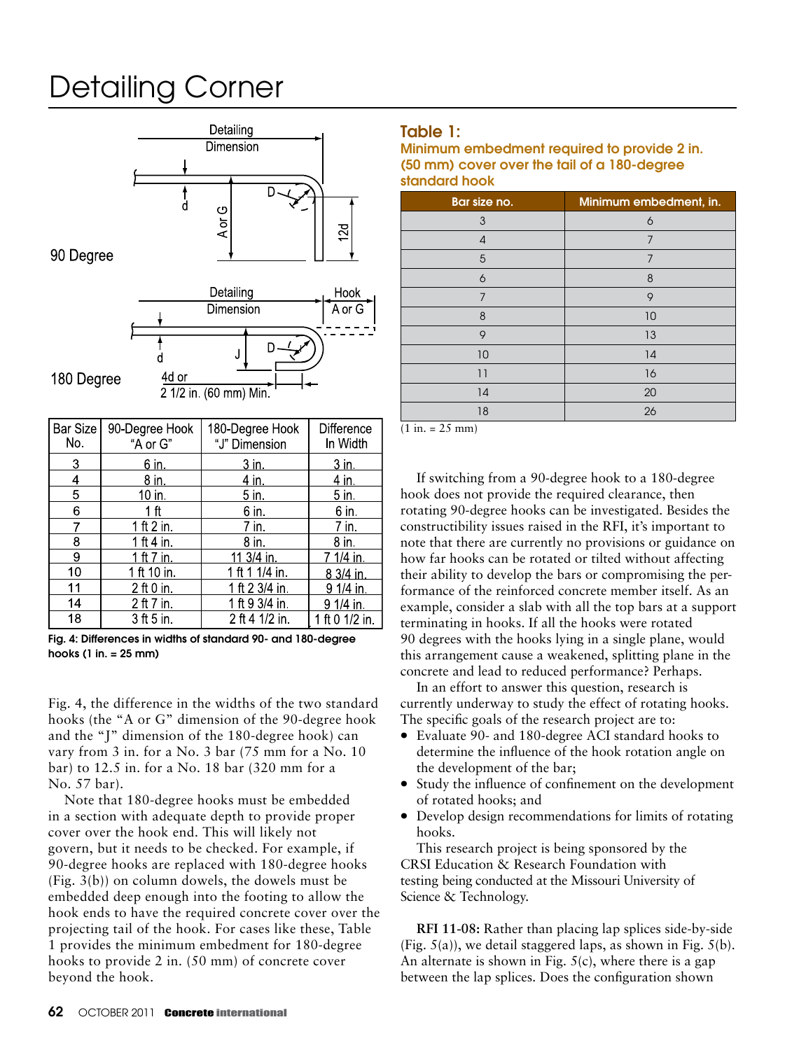# Detailing Corner

90 Degree

180 Degree

| Bar Size No. | 90-Degree Hook "A or G" | 180-Degree Hook "J" Dimension | Difference In Width |
|---|---|---|---|
| 3 | 6 in. | 3 in. | 3 in. |
| 4 | 8 in. | 4 in. | 4 in. |
| 5 | 10 in. | 5 in. | 5 in. |
| 6 | 1 ft | 6 in. | 6 in. |
| 7 | 1 ft 2 in. | 7 in. | 7 in. |
| 8 | 1 ft 4 in. | 8 in. | 8 in. |
| 9 | 1 ft 7 in. | 11 3/4 in. | 7 1/4 in. |
| 10 | 1 ft 10 in. | 1 ft 1 1/4 in. | 8 3/4 in. |
| 11 | 2 ft 0 in. | 1 ft 2 3/4 in. | 9 1/4 in. |
| 14 | 2 ft 7 in. | 1 ft 9 3/4 in. | 9 1/4 in. |
| 18 | 3 ft 5 in. | 2 ft 4 1/2 in. | 1 ft 0 1/2 in. |

**Fig. 4: Differences in widths of standard 90- and 180-degree hooks (1 in. = 25 mm)**

Fig. 4, the difference in the widths of the two standard hooks (the "A or G" dimension of the 90-degree hook and the "J" dimension of the 180-degree hook) can vary from 3 in. for a No. 3 bar (75 mm for a No. 10 bar) to 12.5 in. for a No. 18 bar (320 mm for a No. 57 bar).

Note that 180-degree hooks must be embedded in a section with adequate depth to provide proper cover over the hook end. This will likely not govern, but it needs to be checked. For example, if 90-degree hooks are replaced with 180-degree hooks (Fig. 3(b)) on column dowels, the dowels must be embedded deep enough into the footing to allow the hook ends to have the required concrete cover over the projecting tail of the hook. For cases like these, Table 1 provides the minimum embedment for 180-degree hooks to provide 2 in. (50 mm) of concrete cover beyond the hook.

**Table 1:**
**Minimum embedment required to provide 2 in. (50 mm) cover over the tail of a 180-degree standard hook**

| Bar size no. | Minimum embedment, in. |
|---|---|
| 3 | 6 |
| 4 | 7 |
| 5 | 7 |
| 6 | 8 |
| 7 | 9 |
| 8 | 10 |
| 9 | 13 |
| 10 | 14 |
| 11 | 16 |
| 14 | 20 |
| 18 | 26 |

(1 in. = 25 mm)

If switching from a 90-degree hook to a 180-degree hook does not provide the required clearance, then rotating 90-degree hooks can be investigated. Besides the constructibility issues raised in the RFI, it's important to note that there are currently no provisions or guidance on how far hooks can be rotated or tilted without affecting their ability to develop the bars or compromising the performance of the reinforced concrete member itself. As an example, consider a slab with all the top bars at a support terminating in hooks. If all the hooks were rotated 90 degrees with the hooks lying in a single plane, would this arrangement cause a weakened, splitting plane in the concrete and lead to reduced performance? Perhaps.

In an effort to answer this question, research is currently underway to study the effect of rotating hooks. The specific goals of the research project are to:

- Evaluate 90- and 180-degree ACI standard hooks to determine the influence of the hook rotation angle on the development of the bar;
- Study the influence of confinement on the development of rotated hooks; and
- Develop design recommendations for limits of rotating hooks.

This research project is being sponsored by the CRSI Education & Research Foundation with testing being conducted at the Missouri University of Science & Technology.

**RFI 11-08:** Rather than placing lap splices side-by-side (Fig. 5(a)), we detail staggered laps, as shown in Fig. 5(b). An alternate is shown in Fig. 5(c), where there is a gap between the lap splices. Does the configuration shown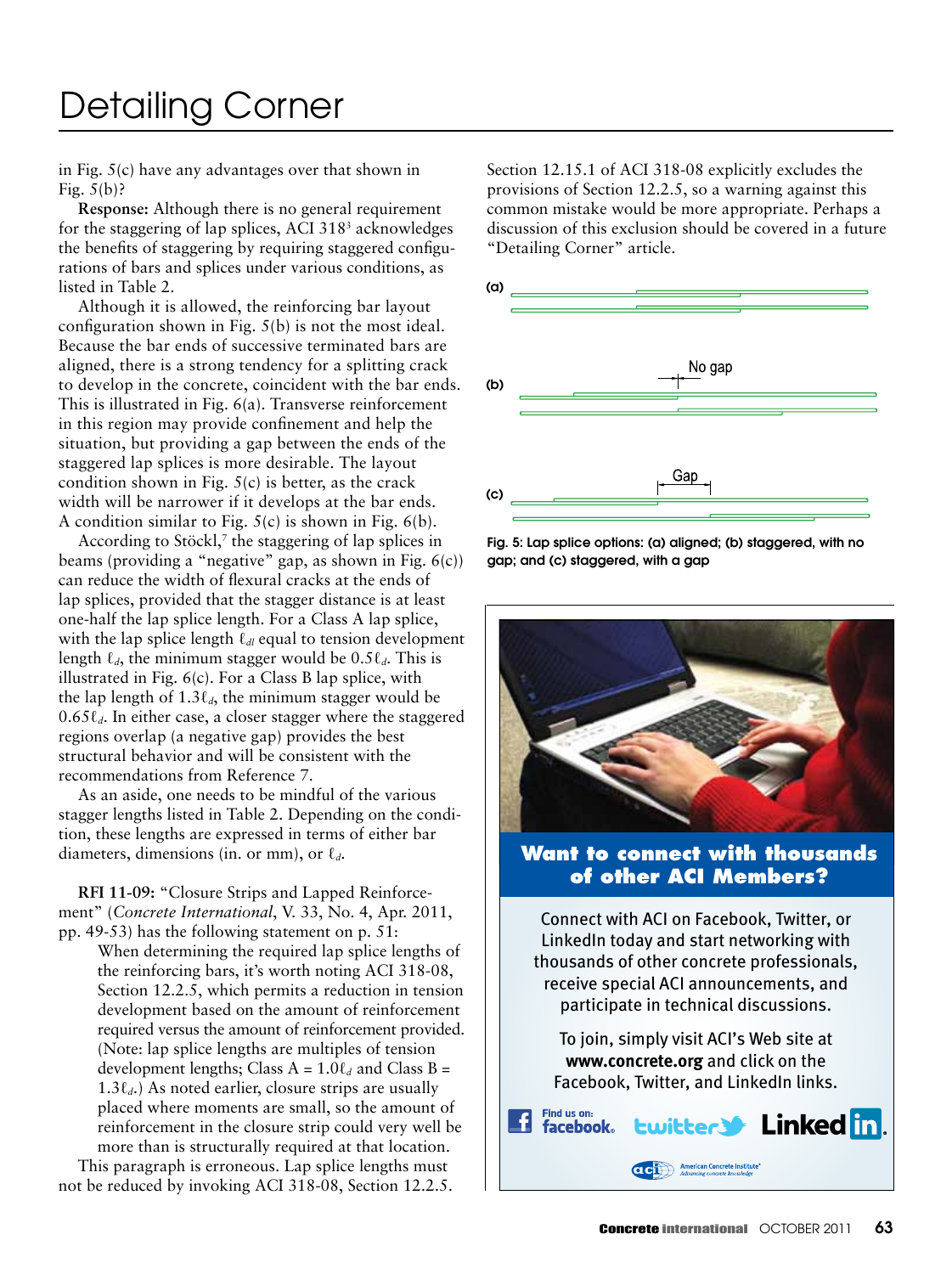# Detailing Corner

in Fig. 5(c) have any advantages over that shown in Fig. 5(b)?

**Response:** Although there is no general requirement for the staggering of lap splices, ACI 318[3] acknowledges the benefits of staggering by requiring staggered configurations of bars and splices under various conditions, as listed in Table 2.

Although it is allowed, the reinforcing bar layout configuration shown in Fig. 5(b) is not the most ideal. Because the bar ends of successive terminated bars are aligned, there is a strong tendency for a splitting crack to develop in the concrete, coincident with the bar ends. This is illustrated in Fig. 6(a). Transverse reinforcement in this region may provide confinement and help the situation, but providing a gap between the ends of the staggered lap splices is more desirable. The layout condition shown in Fig. 5(c) is better, as the crack width will be narrower if it develops at the bar ends. A condition similar to Fig. 5(c) is shown in Fig. 6(b).

According to Stöckl,[7] the staggering of lap splices in beams (providing a "negative" gap, as shown in Fig. 6(c)) can reduce the width of flexural cracks at the ends of lap splices, provided that the stagger distance is at least one-half the lap splice length. For a Class A lap splice, with the lap splice length $\ell_{dl}$ equal to tension development length $\ell_d$, the minimum stagger would be $0.5\ell_d$. This is illustrated in Fig. 6(c). For a Class B lap splice, with the lap length of $1.3\ell_d$, the minimum stagger would be $0.65\ell_d$. In either case, a closer stagger where the staggered regions overlap (a negative gap) provides the best structural behavior and will be consistent with the recommendations from Reference 7.

As an aside, one needs to be mindful of the various stagger lengths listed in Table 2. Depending on the condition, these lengths are expressed in terms of either bar diameters, dimensions (in. or mm), or $\ell_d$.

**RFI 11-09:** "Closure Strips and Lapped Reinforcement" (*Concrete International*, V. 33, No. 4, Apr. 2011, pp. 49-53) has the following statement on p. 51:

> When determining the required lap splice lengths of the reinforcing bars, it's worth noting ACI 318-08, Section 12.2.5, which permits a reduction in tension development based on the amount of reinforcement required versus the amount of reinforcement provided. (Note: lap splice lengths are multiples of tension development lengths; Class A = $1.0\ell_d$ and Class B = $1.3\ell_d$.) As noted earlier, closure strips are usually placed where moments are small, so the amount of reinforcement in the closure strip could very well be more than is structurally required at that location.

This paragraph is erroneous. Lap splice lengths must not be reduced by invoking ACI 318-08, Section 12.2.5. Section 12.15.1 of ACI 318-08 explicitly excludes the provisions of Section 12.2.5, so a warning against this common mistake would be more appropriate. Perhaps a discussion of this exclusion should be covered in a future "Detailing Corner" article.

Fig. 5: Lap splice options: (a) aligned; (b) staggered, with no gap; and (c) staggered, with a gap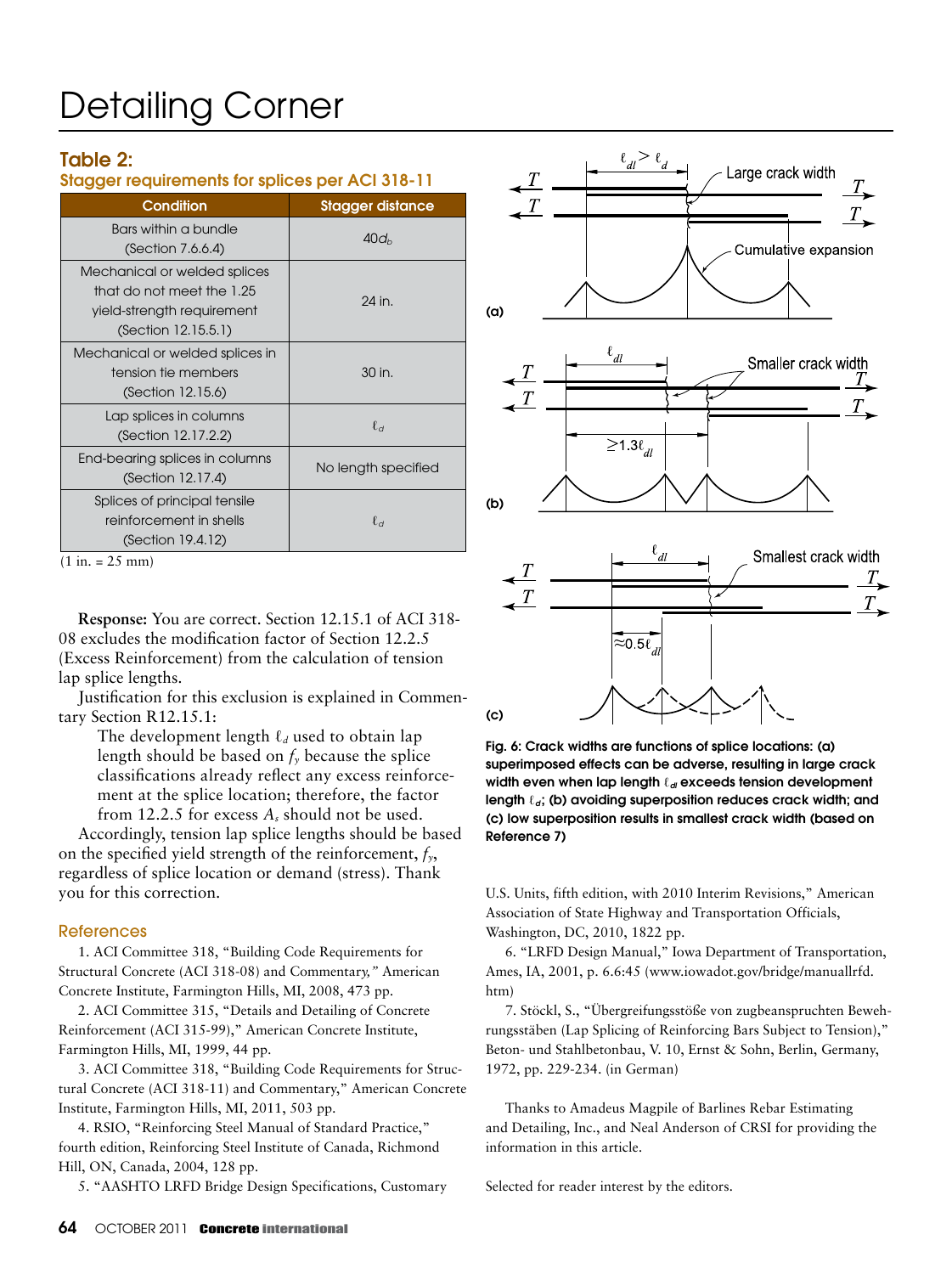# Detailing Corner

**Table 2:**
**Stagger requirements for splices per ACI 318-11**

| Condition | Stagger distance |
|---|---|
| Bars within a bundle (Section 7.6.6.4) | $40d_b$ |
| Mechanical or welded splices that do not meet the 1.25 yield-strength requirement (Section 12.15.5.1) | 24 in. |
| Mechanical or welded splices in tension tie members (Section 12.15.6) | 30 in. |
| Lap splices in columns (Section 12.17.2.2) | $\ell_d$ |
| End-bearing splices in columns (Section 12.17.4) | No length specified |
| Splices of principal tensile reinforcement in shells (Section 19.4.12) | $\ell_d$ |

(1 in. = 25 mm)

**Response:** You are correct. Section 12.15.1 of ACI 318-08 excludes the modification factor of Section 12.2.5 (Excess Reinforcement) from the calculation of tension lap splice lengths.

Justification for this exclusion is explained in Commentary Section R12.15.1:

> The development length $\ell_d$ used to obtain lap length should be based on $f_y$ because the splice classifications already reflect any excess reinforcement at the splice location; therefore, the factor from 12.2.5 for excess $A_s$ should not be used.

Accordingly, tension lap splice lengths should be based on the specified yield strength of the reinforcement, $f_y$, regardless of splice location or demand (stress). Thank you for this correction.

$\ell_{dl} > \ell_d$
T
T
Large crack width
T
T
Cumulative expansion
(a)

$\ell_{dl}$
T
T
Smaller crack width
T
T
$\geq 1.3\ell_{dl}$
(b)

$\ell_{dl}$
T
T
Smallest crack width
T
T
$\approx 0.5\ell_{dl}$
(c)

**Fig. 6: Crack widths are functions of splice locations: (a) superimposed effects can be adverse, resulting in large crack width even when lap length $\ell_{dl}$ exceeds tension development length $\ell_d$; (b) avoiding superposition reduces crack width; and (c) low superposition results in smallest crack width (based on Reference 7)**

## References

1. ACI Committee 318, "Building Code Requirements for Structural Concrete (ACI 318-08) and Commentary," American Concrete Institute, Farmington Hills, MI, 2008, 473 pp.

2. ACI Committee 315, "Details and Detailing of Concrete Reinforcement (ACI 315-99)," American Concrete Institute, Farmington Hills, MI, 1999, 44 pp.

3. ACI Committee 318, "Building Code Requirements for Structural Concrete (ACI 318-11) and Commentary," American Concrete Institute, Farmington Hills, MI, 2011, 503 pp.

4. RSIO, "Reinforcing Steel Manual of Standard Practice," fourth edition, Reinforcing Steel Institute of Canada, Richmond Hill, ON, Canada, 2004, 128 pp.

5. "AASHTO LRFD Bridge Design Specifications, Customary U.S. Units, fifth edition, with 2010 Interim Revisions," American Association of State Highway and Transportation Officials, Washington, DC, 2010, 1822 pp.

6. "LRFD Design Manual," Iowa Department of Transportation, Ames, IA, 2001, p. 6.6:45 (www.iowadot.gov/bridge/manuallrfd.htm)

7. Stöckl, S., "Übergreifungsstöße von zugbeanspruchten Bewehrungsstäben (Lap Splicing of Reinforcing Bars Subject to Tension)," Beton- und Stahlbetonbau, V. 10, Ernst & Sohn, Berlin, Germany, 1972, pp. 229-234. (in German)

Thanks to Amadeus Magpile of Barlines Rebar Estimating and Detailing, Inc., and Neal Anderson of CRSI for providing the information in this article.

Selected for reader interest by the editors.